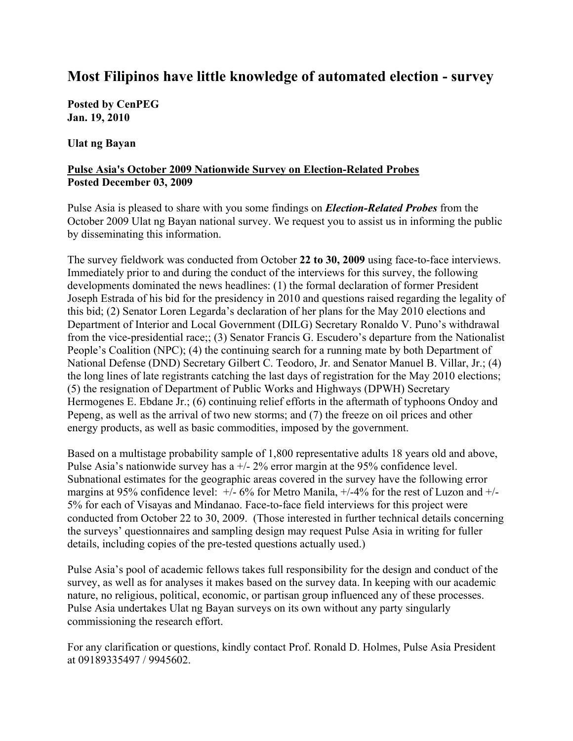# Most Filipinos have little knowledge of automated election - survey

**Posted by CenPEG**
**Jan. 19, 2010**

**Ulat ng Bayan**

**Pulse Asia's October 2009 Nationwide Survey on Election-Related Probes**
**Posted December 03, 2009**

Pulse Asia is pleased to share with you some findings on ***Election-Related Probes*** from the October 2009 Ulat ng Bayan national survey. We request you to assist us in informing the public by disseminating this information.

The survey fieldwork was conducted from October **22 to 30, 2009** using face-to-face interviews. Immediately prior to and during the conduct of the interviews for this survey, the following developments dominated the news headlines: (1) the formal declaration of former President Joseph Estrada of his bid for the presidency in 2010 and questions raised regarding the legality of this bid; (2) Senator Loren Legarda's declaration of her plans for the May 2010 elections and Department of Interior and Local Government (DILG) Secretary Ronaldo V. Puno's withdrawal from the vice-presidential race;; (3) Senator Francis G. Escudero's departure from the Nationalist People's Coalition (NPC); (4) the continuing search for a running mate by both Department of National Defense (DND) Secretary Gilbert C. Teodoro, Jr. and Senator Manuel B. Villar, Jr.; (4) the long lines of late registrants catching the last days of registration for the May 2010 elections; (5) the resignation of Department of Public Works and Highways (DPWH) Secretary Hermogenes E. Ebdane Jr.; (6) continuing relief efforts in the aftermath of typhoons Ondoy and Pepeng, as well as the arrival of two new storms; and (7) the freeze on oil prices and other energy products, as well as basic commodities, imposed by the government.

Based on a multistage probability sample of 1,800 representative adults 18 years old and above, Pulse Asia's nationwide survey has a +/- 2% error margin at the 95% confidence level. Subnational estimates for the geographic areas covered in the survey have the following error margins at 95% confidence level: +/- 6% for Metro Manila, +/-4% for the rest of Luzon and +/- 5% for each of Visayas and Mindanao. Face-to-face field interviews for this project were conducted from October 22 to 30, 2009. (Those interested in further technical details concerning the surveys' questionnaires and sampling design may request Pulse Asia in writing for fuller details, including copies of the pre-tested questions actually used.)

Pulse Asia's pool of academic fellows takes full responsibility for the design and conduct of the survey, as well as for analyses it makes based on the survey data. In keeping with our academic nature, no religious, political, economic, or partisan group influenced any of these processes. Pulse Asia undertakes Ulat ng Bayan surveys on its own without any party singularly commissioning the research effort.

For any clarification or questions, kindly contact Prof. Ronald D. Holmes, Pulse Asia President at 09189335497 / 9945602.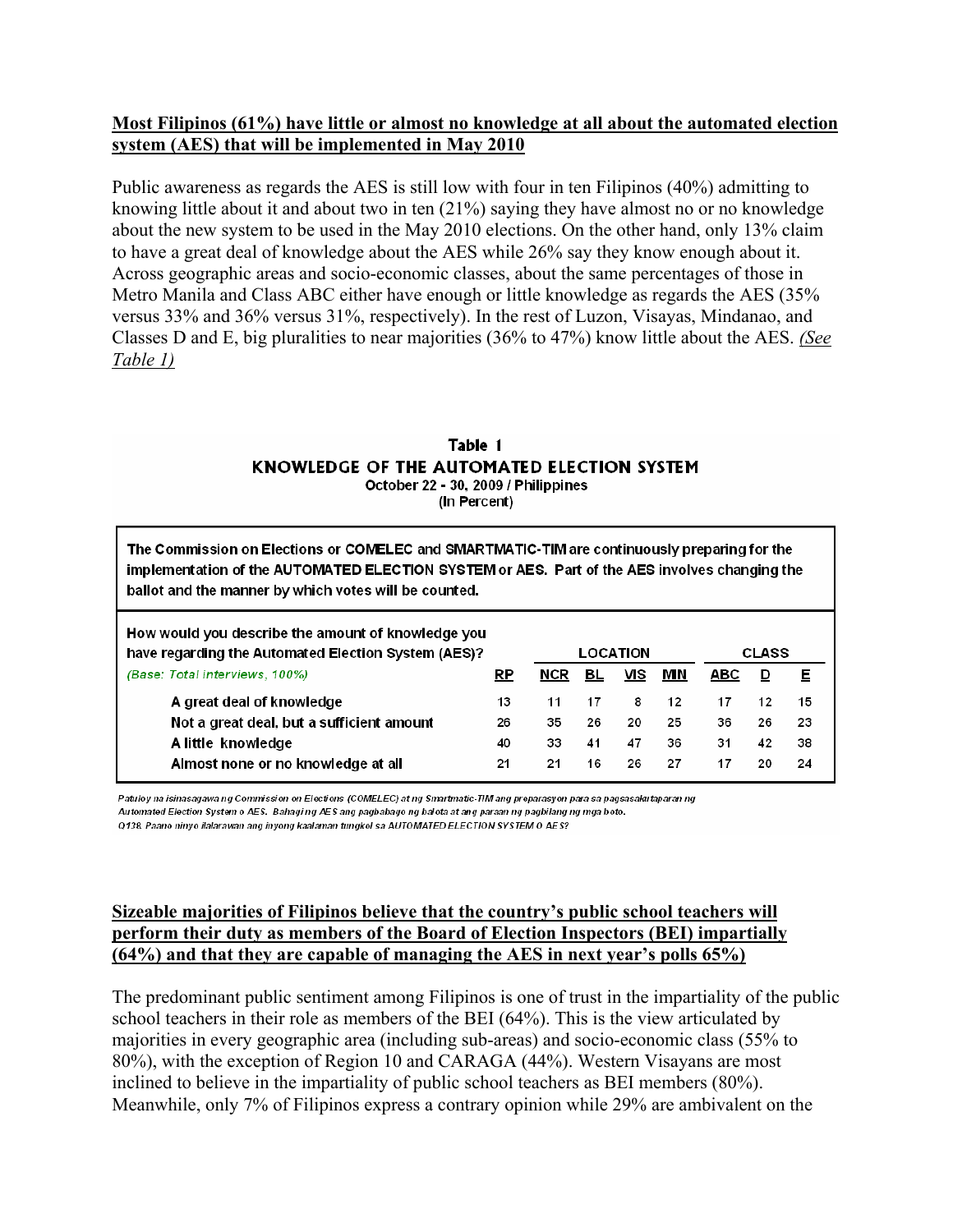**Most Filipinos (61%) have little or almost no knowledge at all about the automated election system (AES) that will be implemented in May 2010**

Public awareness as regards the AES is still low with four in ten Filipinos (40%) admitting to knowing little about it and about two in ten (21%) saying they have almost no or no knowledge about the new system to be used in the May 2010 elections. On the other hand, only 13% claim to have a great deal of knowledge about the AES while 26% say they know enough about it. Across geographic areas and socio-economic classes, about the same percentages of those in Metro Manila and Class ABC either have enough or little knowledge as regards the AES (35% versus 33% and 36% versus 31%, respectively). In the rest of Luzon, Visayas, Mindanao, and Classes D and E, big pluralities to near majorities (36% to 47%) know little about the AES. *(See Table 1)*

**Table 1**
**KNOWLEDGE OF THE AUTOMATED ELECTION SYSTEM**
October 22 - 30, 2009 / Philippines
(In Percent)

**The Commission on Elections or COMELEC and SMARTMATIC-TIM are continuously preparing for the implementation of the AUTOMATED ELECTION SYSTEM or AES. Part of the AES involves changing the ballot and the manner by which votes will be counted.**

| How would you describe the amount of knowledge you have regarding the Automated Election System (AES)? | | LOCATION | | | | CLASS | | |
|---|---|---|---|---|---|---|---|---|
| *(Base: Total interviews, 100%)* | RP | NCR | BL | VIS | MIN | ABC | D | E |
| A great deal of knowledge | 13 | 11 | 17 | 8 | 12 | 17 | 12 | 15 |
| Not a great deal, but a sufficient amount | 26 | 35 | 26 | 20 | 25 | 36 | 26 | 23 |
| A little knowledge | 40 | 33 | 41 | 47 | 36 | 31 | 42 | 38 |
| Almost none or no knowledge at all | 21 | 21 | 16 | 26 | 27 | 17 | 20 | 24 |

*Patuloy na isinasagawa ng Commission on Elections (COMELEC) at ng Smartmatic-TIM ang preparasyon para sa pagsasakatuparan ng Automated Election System o AES. Bahagi ng AES ang pagbabago ng balota at ang paraan ng pagbilang ng mga boto.*
*Q138. Paano ninyo ilalarawan ang inyong kaalaman tungkol sa AUTOMATED ELECTION SYSTEM O AES?*

**Sizeable majorities of Filipinos believe that the country's public school teachers will perform their duty as members of the Board of Election Inspectors (BEI) impartially (64%) and that they are capable of managing the AES in next year's polls 65%)**

The predominant public sentiment among Filipinos is one of trust in the impartiality of the public school teachers in their role as members of the BEI (64%). This is the view articulated by majorities in every geographic area (including sub-areas) and socio-economic class (55% to 80%), with the exception of Region 10 and CARAGA (44%). Western Visayans are most inclined to believe in the impartiality of public school teachers as BEI members (80%). Meanwhile, only 7% of Filipinos express a contrary opinion while 29% are ambivalent on the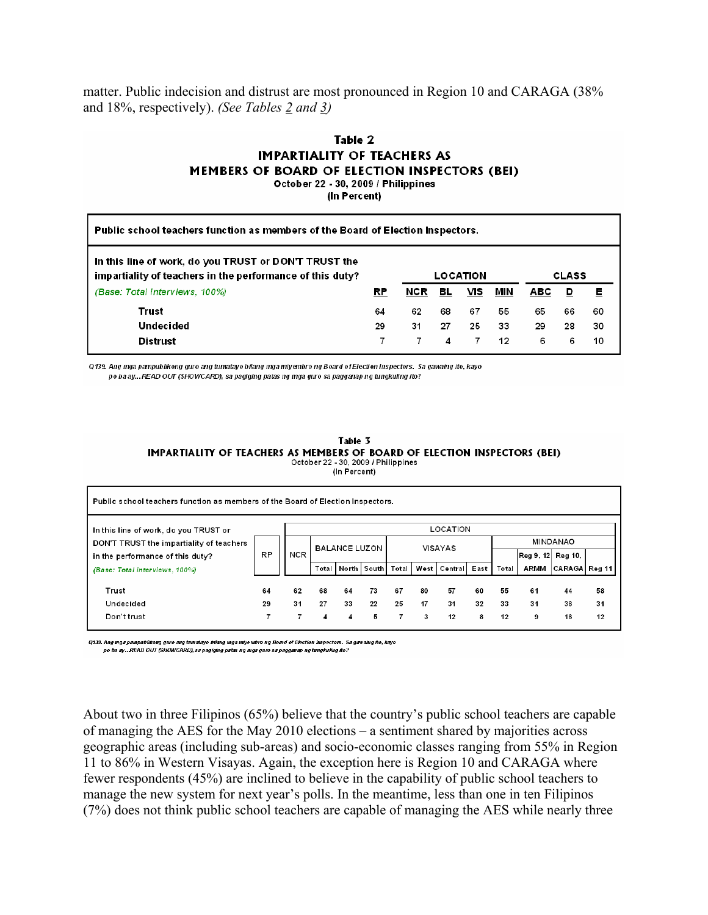matter. Public indecision and distrust are most pronounced in Region 10 and CARAGA (38% and 18%, respectively). *(See Tables 2 and 3)*

**Table 2**
**IMPARTIALITY OF TEACHERS AS MEMBERS OF BOARD OF ELECTION INSPECTORS (BEI)**
October 22 - 30, 2009 / Philippines
(In Percent)

Public school teachers function as members of the Board of Election Inspectors.

| In this line of work, do you TRUST or DON'T TRUST the impartiality of teachers in the performance of this duty? | | LOCATION | | | | CLASS | | |
|---|---|---|---|---|---|---|---|---|
| *(Base: Total interviews, 100%)* | RP | NCR | BL | VIS | MIN | ABC | D | E |
| Trust | 64 | 62 | 68 | 67 | 55 | 65 | 66 | 60 |
| Undecided | 29 | 31 | 27 | 25 | 33 | 29 | 28 | 30 |
| Distrust | 7 | 7 | 4 | 7 | 12 | 6 | 6 | 10 |

Q139. Ang mga pampublikong guro ang tumatayo bilang mga miyembro ng Board of Election Inspectors. Sa gawaing ito, kayo po ba ay...READ OUT (SHOWCARD), sa pagiging patas ng mga guro sa pagganap ng tungkuling ito?

**Table 3**
**IMPARTIALITY OF TEACHERS AS MEMBERS OF BOARD OF ELECTION INSPECTORS (BEI)**
October 22 - 30, 2009 / Philippines
(In Percent)

Public school teachers function as members of the Board of Election Inspectors.

| In this line of work, do you TRUST or DON'T TRUST the impartiality of teachers in the performance of this duty? | | LOCATION | | | | | | | | | | | | |
|---|---|---|---|---|---|---|---|---|---|---|---|---|---|---|
| | | | BALANCE LUZON | | | VISAYAS | | | | MINDANAO | | | | |
| | RP | NCR | | | | | | | | | Reg 9, 12 | Reg 10, | | |
| *(Base: Total interviews, 100%)* | | | Total | North | South | Total | West | Central | East | Total | ARMM | CARAGA | Reg 11 | |
| Trust | 64 | 62 | 68 | 64 | 73 | 67 | 80 | 57 | 60 | 55 | 61 | 44 | 58 | |
| Undecided | 29 | 31 | 27 | 33 | 22 | 25 | 17 | 31 | 32 | 33 | 31 | 38 | 31 | |
| Don't trust | 7 | 7 | 4 | 4 | 5 | 7 | 3 | 12 | 8 | 12 | 9 | 18 | 12 | |

Q139. Ang mga pampublikong guro ang tumatayo bilang mga miyembro ng Board of Election Inspectors. Sa gawaing ito, kayo po ba ay...READ OUT (SHOWCARD), sa pagiging patas ng mga guro sa pagganap ng tungkuling ito?

About two in three Filipinos (65%) believe that the country's public school teachers are capable of managing the AES for the May 2010 elections – a sentiment shared by majorities across geographic areas (including sub-areas) and socio-economic classes ranging from 55% in Region 11 to 86% in Western Visayas. Again, the exception here is Region 10 and CARAGA where fewer respondents (45%) are inclined to believe in the capability of public school teachers to manage the new system for next year's polls. In the meantime, less than one in ten Filipinos (7%) does not think public school teachers are capable of managing the AES while nearly three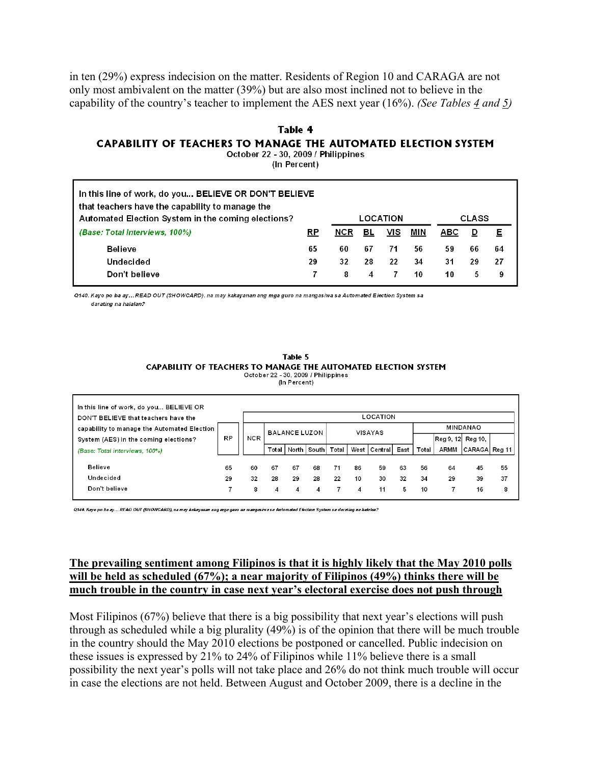in ten (29%) express indecision on the matter. Residents of Region 10 and CARAGA are not only most ambivalent on the matter (39%) but are also most inclined not to believe in the capability of the country's teacher to implement the AES next year (16%). *(See Tables 4 and 5)*

**Table 4**
**CAPABILITY OF TEACHERS TO MANAGE THE AUTOMATED ELECTION SYSTEM**
October 22 - 30, 2009 / Philippines
(In Percent)

| In this line of work, do you... BELIEVE OR DON'T BELIEVE that teachers have the capability to manage the Automated Election System in the coming elections? | | LOCATION | | | | CLASS | | |
|---|---|---|---|---|---|---|---|---|
| *(Base: Total interviews, 100%)* | RP | NCR | BL | VIS | MIN | ABC | D | E |
| Believe | 65 | 60 | 67 | 71 | 56 | 59 | 66 | 64 |
| Undecided | 29 | 32 | 28 | 22 | 34 | 31 | 29 | 27 |
| Don't believe | 7 | 8 | 4 | 7 | 10 | 10 | 5 | 9 |

*Q140. Kayo po ba ay... READ OUT (SHOWCARD), na may kakayanan ang mga guro na mangasiwa sa Automated Election System sa darating na halalan?*

**Table 5**
**CAPABILITY OF TEACHERS TO MANAGE THE AUTOMATED ELECTION SYSTEM**
October 22 - 30, 2009 / Philippines
(In Percent)

| In this line of work, do you... BELIEVE OR DON'T BELIEVE that teachers have the capability to manage the Automated Election System (AES) in the coming elections? | | LOCATION | | | | | | | | | | | |
|---|---|---|---|---|---|---|---|---|---|---|---|---|---|
| | RP | NCR | BALANCE LUZON | | | VISAYAS | | | | MINDANAO | | | |
| *(Base: Total interviews, 100%)* | | | Total | North | South | Total | West | Central | East | Total | Reg 9, 12 ARMM | Reg 10, CARAGA | Reg 11 |
| Believe | 65 | 60 | 67 | 67 | 68 | 71 | 86 | 59 | 63 | 56 | 64 | 45 | 55 |
| Undecided | 29 | 32 | 28 | 29 | 28 | 22 | 10 | 30 | 32 | 34 | 29 | 39 | 37 |
| Don't believe | 7 | 8 | 4 | 4 | 4 | 7 | 4 | 11 | 5 | 10 | 7 | 16 | 8 |

*Q140. Kayo po ba ay... READ OUT (SHOWCARD), na may kakayanan ang mga guro na mangasiwa sa Automated Election System sa darating na halalan?*

**The prevailing sentiment among Filipinos is that it is highly likely that the May 2010 polls will be held as scheduled (67%); a near majority of Filipinos (49%) thinks there will be much trouble in the country in case next year's electoral exercise does not push through**

Most Filipinos (67%) believe that there is a big possibility that next year's elections will push through as scheduled while a big plurality (49%) is of the opinion that there will be much trouble in the country should the May 2010 elections be postponed or cancelled. Public indecision on these issues is expressed by 21% to 24% of Filipinos while 11% believe there is a small possibility the next year's polls will not take place and 26% do not think much trouble will occur in case the elections are not held. Between August and October 2009, there is a decline in the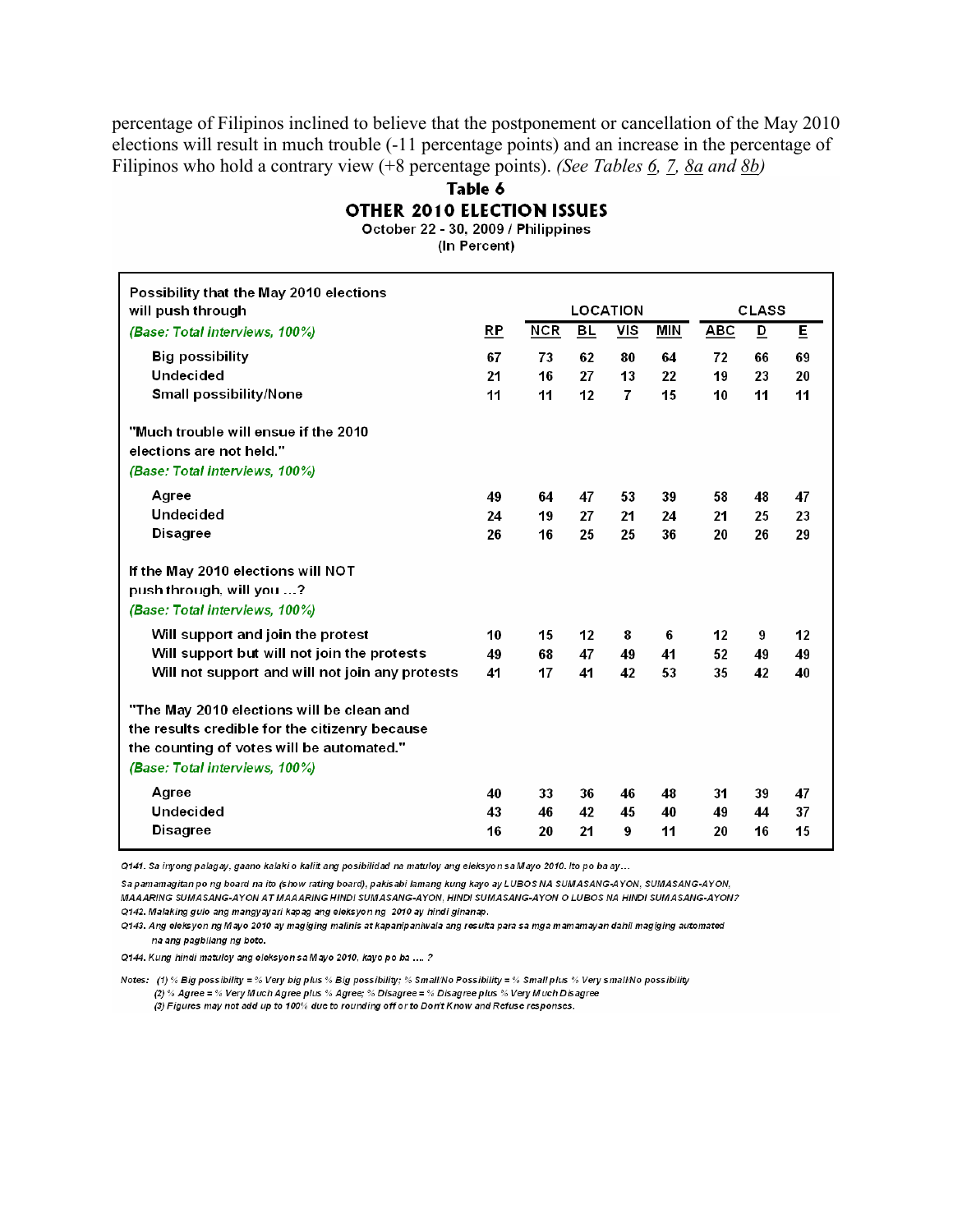percentage of Filipinos inclined to believe that the postponement or cancellation of the May 2010 elections will result in much trouble (-11 percentage points) and an increase in the percentage of Filipinos who hold a contrary view (+8 percentage points). *(See Tables 6, 7, 8a and 8b)*

## Table 6
## OTHER 2010 ELECTION ISSUES

October 22 - 30, 2009 / Philippines
(In Percent)

| | | LOCATION | | | | CLASS | | |
|---|---|---|---|---|---|---|---|---|
| | RP | NCR | BL | VIS | MIN | ABC | D | E |
| **Possibility that the May 2010 elections will push through** *(Base: Total interviews, 100%)* | | | | | | | | |
| Big possibility | 67 | 73 | 62 | 80 | 64 | 72 | 66 | 69 |
| Undecided | 21 | 16 | 27 | 13 | 22 | 19 | 23 | 20 |
| Small possibility/None | 11 | 11 | 12 | 7 | 15 | 10 | 11 | 11 |
| **"Much trouble will ensue if the 2010 elections are not held."** *(Base: Total interviews, 100%)* | | | | | | | | |
| Agree | 49 | 64 | 47 | 53 | 39 | 58 | 48 | 47 |
| Undecided | 24 | 19 | 27 | 21 | 24 | 21 | 25 | 23 |
| Disagree | 26 | 16 | 25 | 25 | 36 | 20 | 26 | 29 |
| **If the May 2010 elections will NOT push through, will you ...?** *(Base: Total interviews, 100%)* | | | | | | | | |
| Will support and join the protest | 10 | 15 | 12 | 8 | 6 | 12 | 9 | 12 |
| Will support but will not join the protests | 49 | 68 | 47 | 49 | 41 | 52 | 49 | 49 |
| Will not support and will not join any protests | 41 | 17 | 41 | 42 | 53 | 35 | 42 | 40 |
| **"The May 2010 elections will be clean and the results credible for the citizenry because the counting of votes will be automated."** *(Base: Total interviews, 100%)* | | | | | | | | |
| Agree | 40 | 33 | 36 | 46 | 48 | 31 | 39 | 47 |
| Undecided | 43 | 46 | 42 | 45 | 40 | 49 | 44 | 37 |
| Disagree | 16 | 20 | 21 | 9 | 11 | 20 | 16 | 15 |

Q141. Sa inyong palagay, gaano kalaki o kaliit ang posibilidad na matuloy ang eleksyon sa Mayo 2010. Ito po ba ay...

Sa pamamagitan po ng board na ito (show rating board), pakisabi lamang kung kayo ay LUBOS NA SUMASANG-AYON, SUMASANG-AYON, MAAARING SUMASANG-AYON AT MAAARING HINDI SUMASANG-AYON, HINDI SUMASANG-AYON O LUBOS NA HINDI SUMASANG-AYON?

Q142. Malaking gulo ang mangyayari kapag ang eleksyon ng 2010 ay hindi ginanap.

Q143. Ang eleksyon ng Mayo 2010 ay magiging malinis at kapanipaniwala ang resulta para sa mga mamamayan dahil magiging automated na ang pagbilang ng boto.

Q144. Kung hindi matuloy ang eleksyon sa Mayo 2010, kayo po ba .... ?

Notes: (1) % Big possibility = % Very big plus % Big possibility; % Small/No Possibility = % Small plus % Very small/No possibility
(2) % Agree = % Very Much Agree plus % Agree; % Disagree = % Disagree plus % Very Much Disagree
(3) Figures may not add up to 100% due to rounding off or to Don't Know and Refuse responses.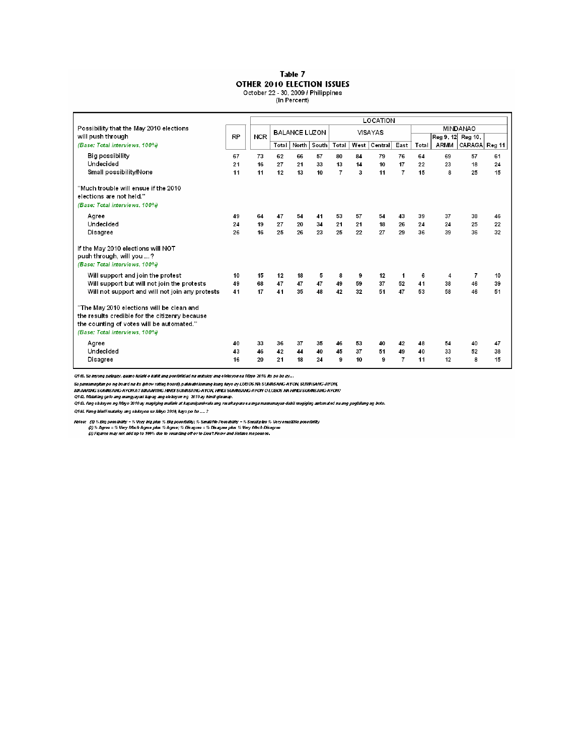# Table 7
## OTHER 2010 ELECTION ISSUES
October 22 - 30, 2009 / Philippines
(In Percent)

| | RP | NCR | BALANCE LUZON | | | VISAYAS | | | | MINDANAO | | | |
|---|---|---|---|---|---|---|---|---|---|---|---|---|---|
| | | | Total | North | South | Total | West | Central | East | Total | Reg 9, 12 ARMM | Reg 10, CARAGA | Reg 11 |
| **Possibility that the May 2010 elections will push through** *(Base: Total interviews, 100%)* | | | | | | | | | | | | | |
| Big possibility | 67 | 73 | 62 | 66 | 57 | 80 | 84 | 79 | 76 | 64 | 69 | 57 | 61 |
| Undecided | 21 | 16 | 27 | 21 | 33 | 13 | 14 | 10 | 17 | 22 | 23 | 18 | 24 |
| Small possibility/None | 11 | 11 | 12 | 13 | 10 | 7 | 3 | 11 | 7 | 15 | 8 | 25 | 15 |
| **"Much trouble will ensue if the 2010 elections are not held."** *(Base: Total interviews, 100%)* | | | | | | | | | | | | | |
| Agree | 49 | 64 | 47 | 54 | 41 | 53 | 57 | 54 | 43 | 39 | 37 | 38 | 46 |
| Undecided | 24 | 19 | 27 | 20 | 34 | 21 | 21 | 18 | 26 | 24 | 24 | 25 | 22 |
| Disagree | 26 | 16 | 25 | 26 | 23 | 25 | 22 | 27 | 29 | 36 | 39 | 36 | 32 |
| **If the May 2010 elections will NOT push through, will you ...?** *(Base: Total interviews, 100%)* | | | | | | | | | | | | | |
| Will support and join the protest | 10 | 15 | 12 | 18 | 5 | 8 | 9 | 12 | 1 | 6 | 4 | 7 | 10 |
| Will support but will not join the protests | 49 | 68 | 47 | 47 | 47 | 49 | 59 | 37 | 52 | 41 | 38 | 46 | 39 |
| Will not support and will not join any protests | 41 | 17 | 41 | 35 | 48 | 42 | 32 | 51 | 47 | 53 | 58 | 46 | 51 |
| **"The May 2010 elections will be clean and the results credible for the citizenry because the counting of votes will be automated."** *(Base: Total interviews, 100%)* | | | | | | | | | | | | | |
| Agree | 40 | 33 | 36 | 37 | 35 | 46 | 53 | 40 | 42 | 48 | 54 | 40 | 47 |
| Undecided | 43 | 46 | 42 | 44 | 40 | 45 | 37 | 51 | 49 | 40 | 33 | 52 | 38 |
| Disagree | 16 | 20 | 21 | 18 | 24 | 9 | 10 | 9 | 7 | 11 | 12 | 8 | 15 |

Q141. Sa inyong palagay, gaano kalaki o kaliit ang posibilidad na matuloy ang eleksyon sa Mayo 2010. Ito po ba ay...

Sa pamamagitan po ng board na ito (show rating board), pakisabi lamang kung kayo ay LUBOS NA SUMASANG-AYON, SUMASANG-AYON, MAAARING SUMASANG-AYON AT MAAARING HINDI SUMASANG-AYON, HINDI SUMASANG-AYON O LUBOS NA HINDI SUMASANG-AYON?

Q142. Malaking gulo ang mangyayari kapag ang eleksyon ng 2010 ay hindi ginanap.

Q143. Ang eleksyon ng Mayo 2010 ay magiging malinis at kapani-paniwala ang resulta para sa mga mamamayan dahil magiging automated na ang pagbilang ng boto.

Q144. Kung hindi matuloy ang eleksyon sa Mayo 2010, kayo po ba .... ?

Notes: (1) % Big possibility = % Very big plus % Big possibility; % Small/No Possibility = % Small plus % Very small/No possibility
(2) % Agree = % Very Much Agree plus % Agree; % Disagree = % Disagree plus % Very Much Disagree
(3) Figures may not add up to 100% due to rounding off or to Don't Know and Refuse responses.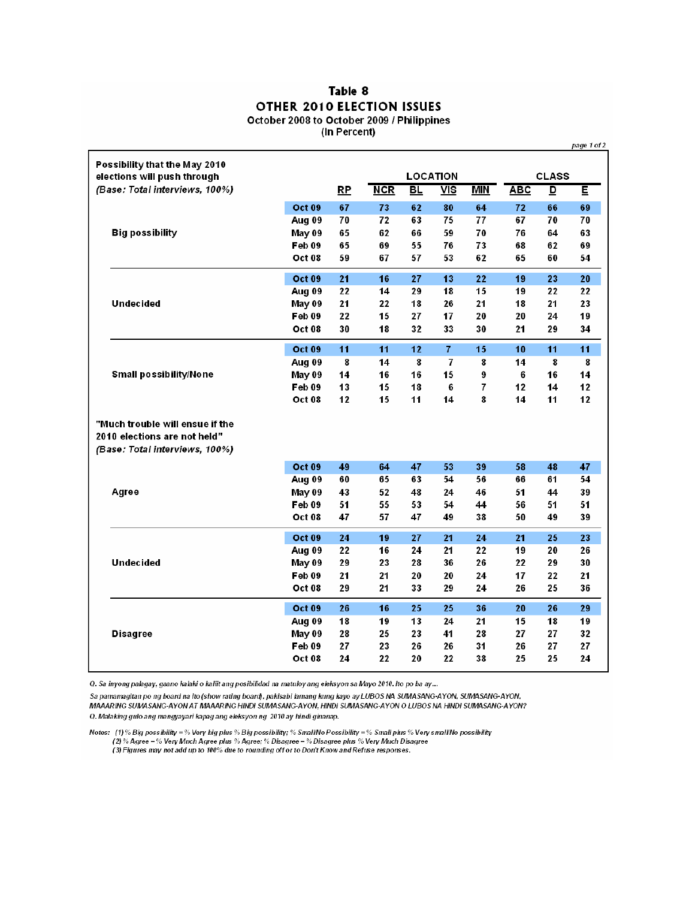# Table 8
## OTHER 2010 ELECTION ISSUES
### October 2008 to October 2009 / Philippines
### (In Percent)

page 1 of 2

| **Possibility that the May 2010 elections will push through** *(Base: Total interviews, 100%)* | | RP | LOCATION | | | | CLASS | | |
|---|---|---|---|---|---|---|---|---|---|
| | | | NCR | BL | VIS | MIN | ABC | D | E |
| **Big possibility** | Oct 09 | 67 | 73 | 62 | 80 | 64 | 72 | 66 | 69 |
| | Aug 09 | 70 | 72 | 63 | 75 | 77 | 67 | 70 | 70 |
| | May 09 | 65 | 62 | 66 | 59 | 70 | 76 | 64 | 63 |
| | Feb 09 | 65 | 69 | 55 | 76 | 73 | 68 | 62 | 69 |
| | Oct 08 | 59 | 67 | 57 | 53 | 62 | 65 | 60 | 54 |
| **Undecided** | Oct 09 | 21 | 16 | 27 | 13 | 22 | 19 | 23 | 20 |
| | Aug 09 | 22 | 14 | 29 | 18 | 15 | 19 | 22 | 22 |
| | May 09 | 21 | 22 | 18 | 26 | 21 | 18 | 21 | 23 |
| | Feb 09 | 22 | 15 | 27 | 17 | 20 | 20 | 24 | 19 |
| | Oct 08 | 30 | 18 | 32 | 33 | 30 | 21 | 29 | 34 |
| **Small possibility/None** | Oct 09 | 11 | 11 | 12 | 7 | 15 | 10 | 11 | 11 |
| | Aug 09 | 8 | 14 | 8 | 7 | 8 | 14 | 8 | 8 |
| | May 09 | 14 | 16 | 16 | 15 | 9 | 6 | 16 | 14 |
| | Feb 09 | 13 | 15 | 18 | 6 | 7 | 12 | 14 | 12 |
| | Oct 08 | 12 | 15 | 11 | 14 | 8 | 14 | 11 | 12 |
| **"Much trouble will ensue if the 2010 elections are not held"** *(Base: Total interviews, 100%)* | | | | | | | | | |
| **Agree** | Oct 09 | 49 | 64 | 47 | 53 | 39 | 58 | 48 | 47 |
| | Aug 09 | 60 | 65 | 63 | 54 | 56 | 66 | 61 | 54 |
| | May 09 | 43 | 52 | 48 | 24 | 46 | 51 | 44 | 39 |
| | Feb 09 | 51 | 55 | 53 | 54 | 44 | 56 | 51 | 51 |
| | Oct 08 | 47 | 57 | 47 | 49 | 38 | 50 | 49 | 39 |
| **Undecided** | Oct 09 | 24 | 19 | 27 | 21 | 24 | 21 | 25 | 23 |
| | Aug 09 | 22 | 16 | 24 | 21 | 22 | 19 | 20 | 26 |
| | May 09 | 29 | 23 | 28 | 36 | 26 | 22 | 29 | 30 |
| | Feb 09 | 21 | 21 | 20 | 20 | 24 | 17 | 22 | 21 |
| | Oct 08 | 29 | 21 | 33 | 29 | 24 | 26 | 25 | 36 |
| **Disagree** | Oct 09 | 26 | 16 | 25 | 25 | 36 | 20 | 26 | 29 |
| | Aug 09 | 18 | 19 | 13 | 24 | 21 | 15 | 18 | 19 |
| | May 09 | 28 | 25 | 23 | 41 | 28 | 27 | 27 | 32 |
| | Feb 09 | 27 | 23 | 26 | 26 | 31 | 26 | 27 | 27 |
| | Oct 08 | 24 | 22 | 20 | 22 | 38 | 25 | 25 | 24 |

*Q. Sa inyong palagay, gaano kalaki o kaliit ang posibilidad na matuloy ang eleksyon sa Mayo 2010. Ito po ba ay...*

*Sa pamamagitan po ng board na ito (show rating board), pakisabi lamang kung kayo ay LUBOS NA SUMASANG-AYON, SUMASANG-AYON, MAAARING SUMASANG-AYON AT MAAARING HINDI SUMASANG-AYON, HINDI SUMASANG-AYON O LUBOS NA HINDI SUMASANG-AYON?*
*Q. Malaking gulo ang mangyayari kapag ang eleksyon ng 2010 ay hindi ginanap.*

*Notes: (1) % Big possibility = % Very big plus % Big possibility; % Small/No Possibility = % Small plus % Very small/No possibility*
*(2) % Agree = % Very Much Agree plus % Agree; % Disagree = % Disagree plus % Very Much Disagree*
*(3) Figures may not add up to 100% due to rounding off or to Don't Know and Refuse responses.*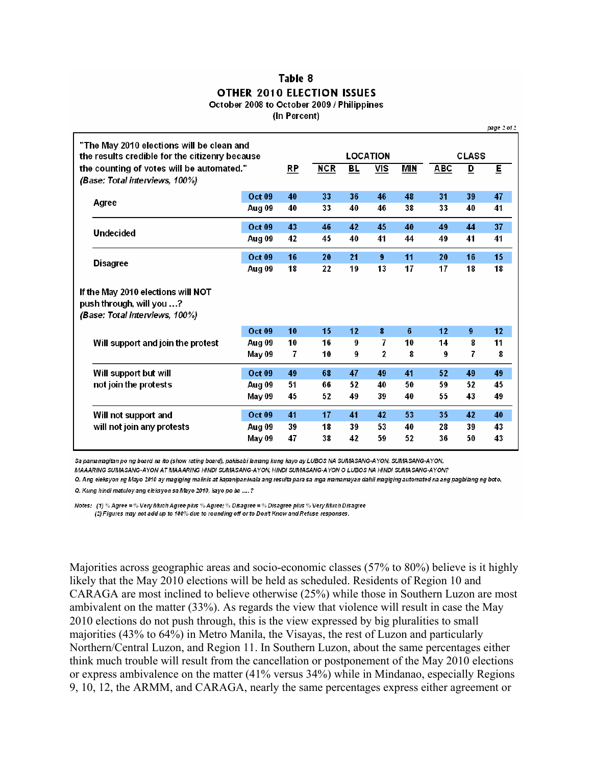## Table 8

### OTHER 2010 ELECTION ISSUES

October 2008 to October 2009 / Philippines

(In Percent)

*page 2 of 2*

| "The May 2010 elections will be clean and the results credible for the citizenry because the counting of votes will be automated." *(Base: Total interviews, 100%)* | | RP | LOCATION | | | | CLASS | | |
|---|---|---|---|---|---|---|---|---|---|
| | | | NCR | BL | VIS | MIN | ABC | D | E |
| Agree | Oct 09 | 40 | 33 | 36 | 46 | 48 | 31 | 39 | 47 |
| | Aug 09 | 40 | 33 | 40 | 46 | 38 | 33 | 40 | 41 |
| Undecided | Oct 09 | 43 | 46 | 42 | 45 | 40 | 49 | 44 | 37 |
| | Aug 09 | 42 | 45 | 40 | 41 | 44 | 49 | 41 | 41 |
| Disagree | Oct 09 | 16 | 20 | 21 | 9 | 11 | 20 | 16 | 15 |
| | Aug 09 | 18 | 22 | 19 | 13 | 17 | 17 | 18 | 18 |
| If the May 2010 elections will NOT push through, will you ...? *(Base: Total Interviews, 100%)* | | | | | | | | | |
| Will support and join the protest | Oct 09 | 10 | 15 | 12 | 8 | 6 | 12 | 9 | 12 |
| | Aug 09 | 10 | 16 | 9 | 7 | 10 | 14 | 8 | 11 |
| | May 09 | 7 | 10 | 9 | 2 | 8 | 9 | 7 | 8 |
| Will support but will not join the protests | Oct 09 | 49 | 68 | 47 | 49 | 41 | 52 | 49 | 49 |
| | Aug 09 | 51 | 66 | 52 | 40 | 50 | 59 | 52 | 45 |
| | May 09 | 45 | 52 | 49 | 39 | 40 | 55 | 43 | 49 |
| Will not support and will not join any protests | Oct 09 | 41 | 17 | 41 | 42 | 53 | 35 | 42 | 40 |
| | Aug 09 | 39 | 18 | 39 | 53 | 40 | 28 | 39 | 43 |
| | May 09 | 47 | 38 | 42 | 59 | 52 | 36 | 50 | 43 |

*Sa pamamagitan po ng board na ito (show rating board), pakisabi lamang kung kayo ay LUBOS NA SUMASANG-AYON, SUMASANG-AYON, MAARING SUMASANG-AYON AT MAARING HINDI SUMASANG-AYON, HINDI SUMASANG-AYON O LUBOS NA HINDI SUMASANG-AYON?*

*Q. Ang eleksyon ng Mayo 2010 ay magiging malinis at kapanipaniwala ang resulta para sa mga mamamayan dahil magiging automated na ang pagbilang ng boto.*

*Q. Kung hindi matuloy ang eleksyon sa Mayo 2010, kayo po ba ....?*

*Notes: (1) % Agree = % Very Much Agree plus % Agree; % Disagree = % Disagree plus % Very Much Disagree*
*(2) Figures may not add up to 100% due to rounding off or to Don't Know and Refuse responses.*

Majorities across geographic areas and socio-economic classes (57% to 80%) believe is it highly likely that the May 2010 elections will be held as scheduled. Residents of Region 10 and CARAGA are most inclined to believe otherwise (25%) while those in Southern Luzon are most ambivalent on the matter (33%). As regards the view that violence will result in case the May 2010 elections do not push through, this is the view expressed by big pluralities to small majorities (43% to 64%) in Metro Manila, the Visayas, the rest of Luzon and particularly Northern/Central Luzon, and Region 11. In Southern Luzon, about the same percentages either think much trouble will result from the cancellation or postponement of the May 2010 elections or express ambivalence on the matter (41% versus 34%) while in Mindanao, especially Regions 9, 10, 12, the ARMM, and CARAGA, nearly the same percentages express either agreement or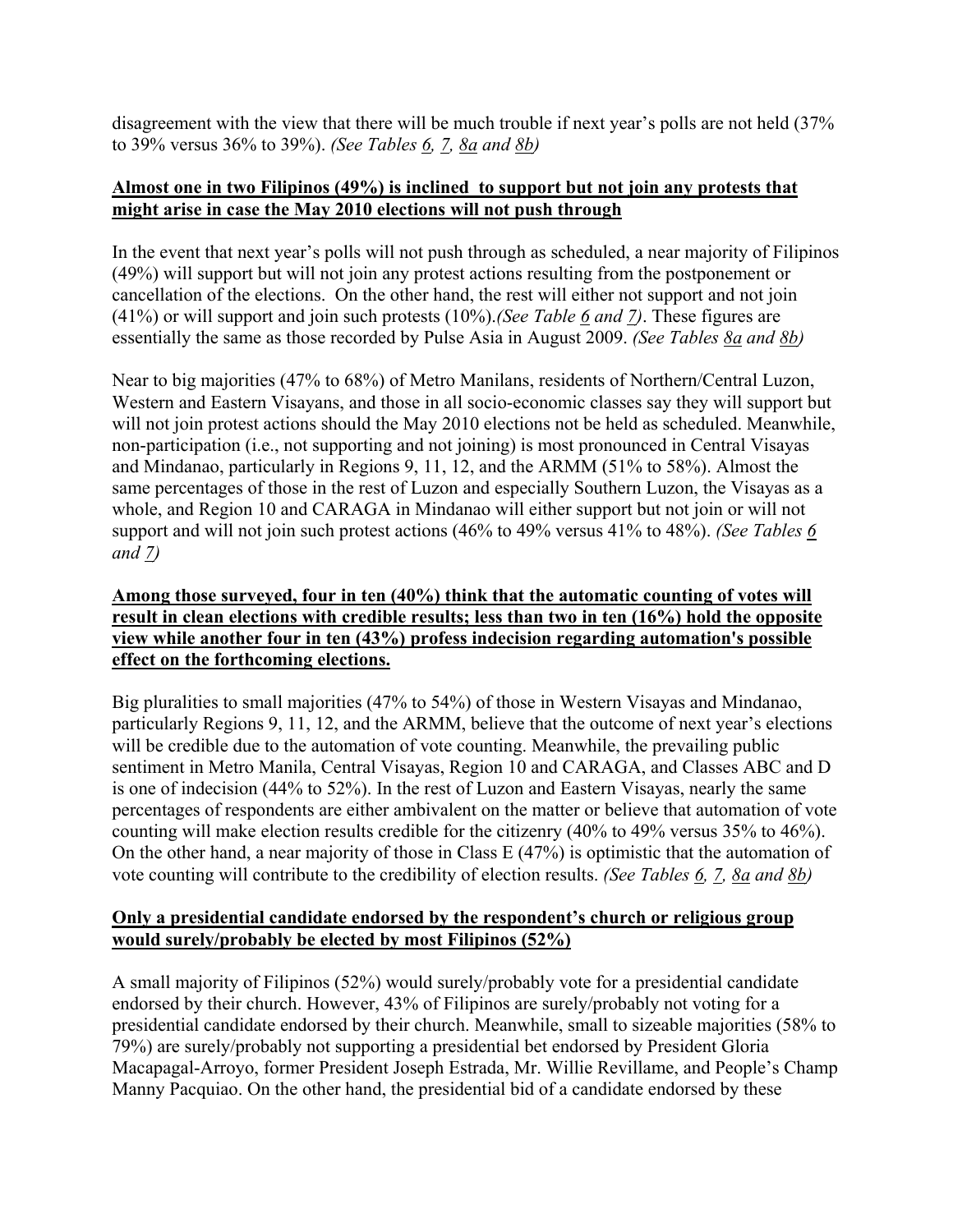disagreement with the view that there will be much trouble if next year's polls are not held (37% to 39% versus 36% to 39%). *(See Tables 6, 7, 8a and 8b)*

**Almost one in two Filipinos (49%) is inclined to support but not join any protests that might arise in case the May 2010 elections will not push through**

In the event that next year's polls will not push through as scheduled, a near majority of Filipinos (49%) will support but will not join any protest actions resulting from the postponement or cancellation of the elections. On the other hand, the rest will either not support and not join (41%) or will support and join such protests (10%).*(See Table 6 and 7)*. These figures are essentially the same as those recorded by Pulse Asia in August 2009. *(See Tables 8a and 8b)*

Near to big majorities (47% to 68%) of Metro Manilans, residents of Northern/Central Luzon, Western and Eastern Visayans, and those in all socio-economic classes say they will support but will not join protest actions should the May 2010 elections not be held as scheduled. Meanwhile, non-participation (i.e., not supporting and not joining) is most pronounced in Central Visayas and Mindanao, particularly in Regions 9, 11, 12, and the ARMM (51% to 58%). Almost the same percentages of those in the rest of Luzon and especially Southern Luzon, the Visayas as a whole, and Region 10 and CARAGA in Mindanao will either support but not join or will not support and will not join such protest actions (46% to 49% versus 41% to 48%). *(See Tables 6 and 7)*

**Among those surveyed, four in ten (40%) think that the automatic counting of votes will result in clean elections with credible results; less than two in ten (16%) hold the opposite view while another four in ten (43%) profess indecision regarding automation's possible effect on the forthcoming elections.**

Big pluralities to small majorities (47% to 54%) of those in Western Visayas and Mindanao, particularly Regions 9, 11, 12, and the ARMM, believe that the outcome of next year's elections will be credible due to the automation of vote counting. Meanwhile, the prevailing public sentiment in Metro Manila, Central Visayas, Region 10 and CARAGA, and Classes ABC and D is one of indecision (44% to 52%). In the rest of Luzon and Eastern Visayas, nearly the same percentages of respondents are either ambivalent on the matter or believe that automation of vote counting will make election results credible for the citizenry (40% to 49% versus 35% to 46%). On the other hand, a near majority of those in Class E (47%) is optimistic that the automation of vote counting will contribute to the credibility of election results. *(See Tables 6, 7, 8a and 8b)*

**Only a presidential candidate endorsed by the respondent's church or religious group would surely/probably be elected by most Filipinos (52%)**

A small majority of Filipinos (52%) would surely/probably vote for a presidential candidate endorsed by their church. However, 43% of Filipinos are surely/probably not voting for a presidential candidate endorsed by their church. Meanwhile, small to sizeable majorities (58% to 79%) are surely/probably not supporting a presidential bet endorsed by President Gloria Macapagal-Arroyo, former President Joseph Estrada, Mr. Willie Revillame, and People's Champ Manny Pacquiao. On the other hand, the presidential bid of a candidate endorsed by these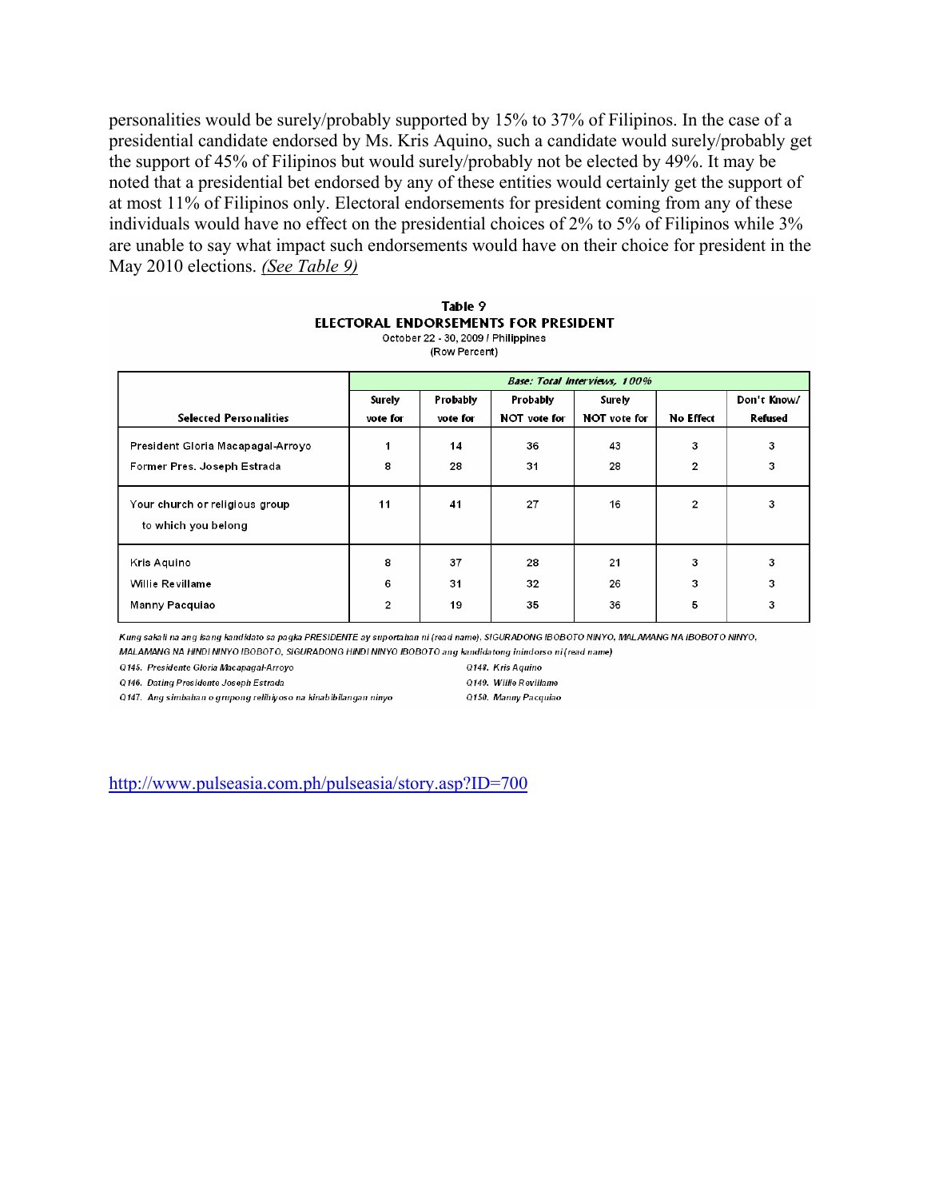personalities would be surely/probably supported by 15% to 37% of Filipinos. In the case of a presidential candidate endorsed by Ms. Kris Aquino, such a candidate would surely/probably get the support of 45% of Filipinos but would surely/probably not be elected by 49%. It may be noted that a presidential bet endorsed by any of these entities would certainly get the support of at most 11% of Filipinos only. Electoral endorsements for president coming from any of these individuals would have no effect on the presidential choices of 2% to 5% of Filipinos while 3% are unable to say what impact such endorsements would have on their choice for president in the May 2010 elections. *(See Table 9)*

**Table 9**
**ELECTORAL ENDORSEMENTS FOR PRESIDENT**
October 22 - 30, 2009 / Philippines
(Row Percent)

| | *Base: Total Interviews, 100%* | | | | | |
|---|---|---|---|---|---|---|
| **Selected Personalities** | **Surely vote for** | **Probably vote for** | **Probably NOT vote for** | **Surely NOT vote for** | **No Effect** | **Don't Know/ Refused** |
| President Gloria Macapagal-Arroyo | 1 | 14 | 36 | 43 | 3 | 3 |
| Former Pres. Joseph Estrada | 8 | 28 | 31 | 28 | 2 | 3 |
| Your church or religious group to which you belong | 11 | 41 | 27 | 16 | 2 | 3 |
| Kris Aquino | 8 | 37 | 28 | 21 | 3 | 3 |
| Willie Revillame | 6 | 31 | 32 | 26 | 3 | 3 |
| Manny Pacquiao | 2 | 19 | 35 | 36 | 5 | 3 |

*Kung sakali na ang isang kandidato sa pagka PRESIDENTE ay suportahan ni (read name), SIGURADONG IBOBOTO NINYO, MALAMANG NA IBOBOTO NINYO, MALAMANG NA HINDI NINYO IBOBOTO, SIGURADONG HINDI NINYO IBOBOTO ang kandidatong inindorso ni (read name)*

*Q145. Presidente Gloria Macapagal-Arroyo*
*Q146. Dating Presidente Joseph Estrada*
*Q147. Ang simbahan o grupong relihiyoso na kinabibilangan ninyo*
*Q148. Kris Aquino*
*Q149. Willie Revillame*
*Q150. Manny Pacquiao*

http://www.pulseasia.com.ph/pulseasia/story.asp?ID=700